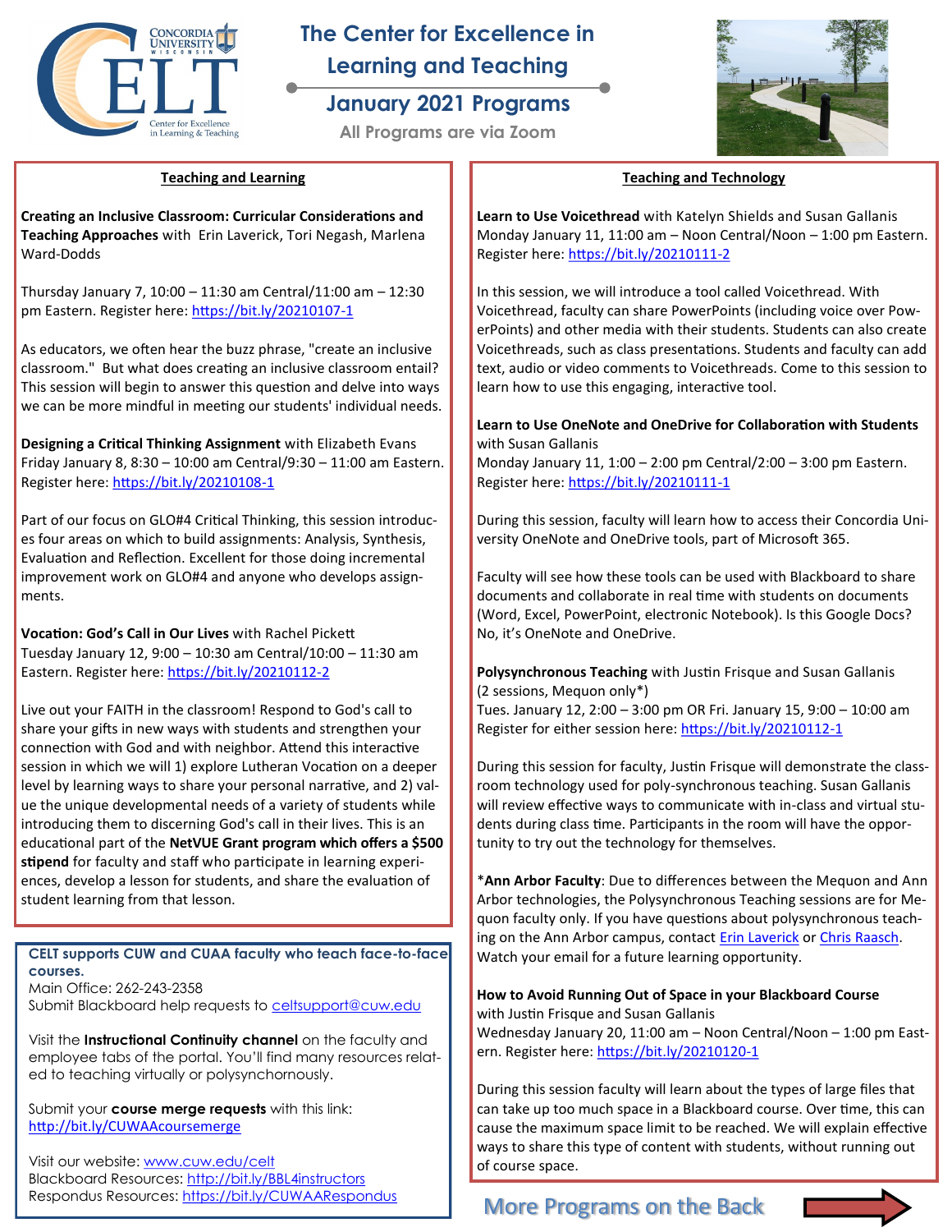# The Center for Excellence in Learning and Teaching

## January 2021 Programs

All Programs are via Zoom

## Teaching and Learning

**Creating an Inclusive Classroom: Curricular Considerations and Teaching Approaches** with Erin Laverick, Tori Negash, Marlena Ward-Dodds

Thursday January 7, 10:00 – 11:30 am Central/11:00 am – 12:30 pm Eastern. Register here: https://bit.ly/20210107-1

As educators, we often hear the buzz phrase, "create an inclusive classroom." But what does creating an inclusive classroom entail? This session will begin to answer this question and delve into ways we can be more mindful in meeting our students' individual needs.

**Designing a Critical Thinking Assignment** with Elizabeth Evans
Friday January 8, 8:30 – 10:00 am Central/9:30 – 11:00 am Eastern. Register here: https://bit.ly/20210108-1

Part of our focus on GLO#4 Critical Thinking, this session introduces four areas on which to build assignments: Analysis, Synthesis, Evaluation and Reflection. Excellent for those doing incremental improvement work on GLO#4 and anyone who develops assignments.

**Vocation: God's Call in Our Lives** with Rachel Pickett
Tuesday January 12, 9:00 – 10:30 am Central/10:00 – 11:30 am Eastern. Register here: https://bit.ly/20210112-2

Live out your FAITH in the classroom! Respond to God's call to share your gifts in new ways with students and strengthen your connection with God and with neighbor. Attend this interactive session in which we will 1) explore Lutheran Vocation on a deeper level by learning ways to share your personal narrative, and 2) value the unique developmental needs of a variety of students while introducing them to discerning God's call in their lives. This is an educational part of the **NetVUE Grant program which offers a $500 stipend** for faculty and staff who participate in learning experiences, develop a lesson for students, and share the evaluation of student learning from that lesson.

**CELT supports CUW and CUAA faculty who teach face-to-face courses.**
Main Office: 262-243-2358
Submit Blackboard help requests to celtsupport@cuw.edu

Visit the **Instructional Continuity channel** on the faculty and employee tabs of the portal. You'll find many resources related to teaching virtually or polysynchronously.

Submit your **course merge requests** with this link: http://bit.ly/CUWAAcoursemerge

Visit our website: www.cuw.edu/celt
Blackboard Resources: http://bit.ly/BBL4instructors
Respondus Resources: https://bit.ly/CUWAARespondus

## Teaching and Technology

**Learn to Use Voicethread** with Katelyn Shields and Susan Gallanis
Monday January 11, 11:00 am – Noon Central/Noon – 1:00 pm Eastern. Register here: https://bit.ly/20210111-2

In this session, we will introduce a tool called Voicethread. With Voicethread, faculty can share PowerPoints (including voice over PowerPoints) and other media with their students. Students can also create Voicethreads, such as class presentations. Students and faculty can add text, audio or video comments to Voicethreads. Come to this session to learn how to use this engaging, interactive tool.

**Learn to Use OneNote and OneDrive for Collaboration with Students** with Susan Gallanis
Monday January 11, 1:00 – 2:00 pm Central/2:00 – 3:00 pm Eastern. Register here: https://bit.ly/20210111-1

During this session, faculty will learn how to access their Concordia University OneNote and OneDrive tools, part of Microsoft 365.

Faculty will see how these tools can be used with Blackboard to share documents and collaborate in real time with students on documents (Word, Excel, PowerPoint, electronic Notebook). Is this Google Docs? No, it's OneNote and OneDrive.

**Polysynchronous Teaching** with Justin Frisque and Susan Gallanis
(2 sessions, Mequon only*)
Tues. January 12, 2:00 – 3:00 pm OR Fri. January 15, 9:00 – 10:00 am
Register for either session here: https://bit.ly/20210112-1

During this session for faculty, Justin Frisque will demonstrate the classroom technology used for poly-synchronous teaching. Susan Gallanis will review effective ways to communicate with in-class and virtual students during class time. Participants in the room will have the opportunity to try out the technology for themselves.

*__Ann Arbor Faculty__: Due to differences between the Mequon and Ann Arbor technologies, the Polysynchronous Teaching sessions are for Mequon faculty only. If you have questions about polysynchronous teaching on the Ann Arbor campus, contact Erin Laverick or Chris Raasch. Watch your email for a future learning opportunity.

**How to Avoid Running Out of Space in your Blackboard Course** with Justin Frisque and Susan Gallanis
Wednesday January 20, 11:00 am – Noon Central/Noon – 1:00 pm Eastern. Register here: https://bit.ly/20210120-1

During this session faculty will learn about the types of large files that can take up too much space in a Blackboard course. Over time, this can cause the maximum space limit to be reached. We will explain effective ways to share this type of content with students, without running out of course space.

More Programs on the Back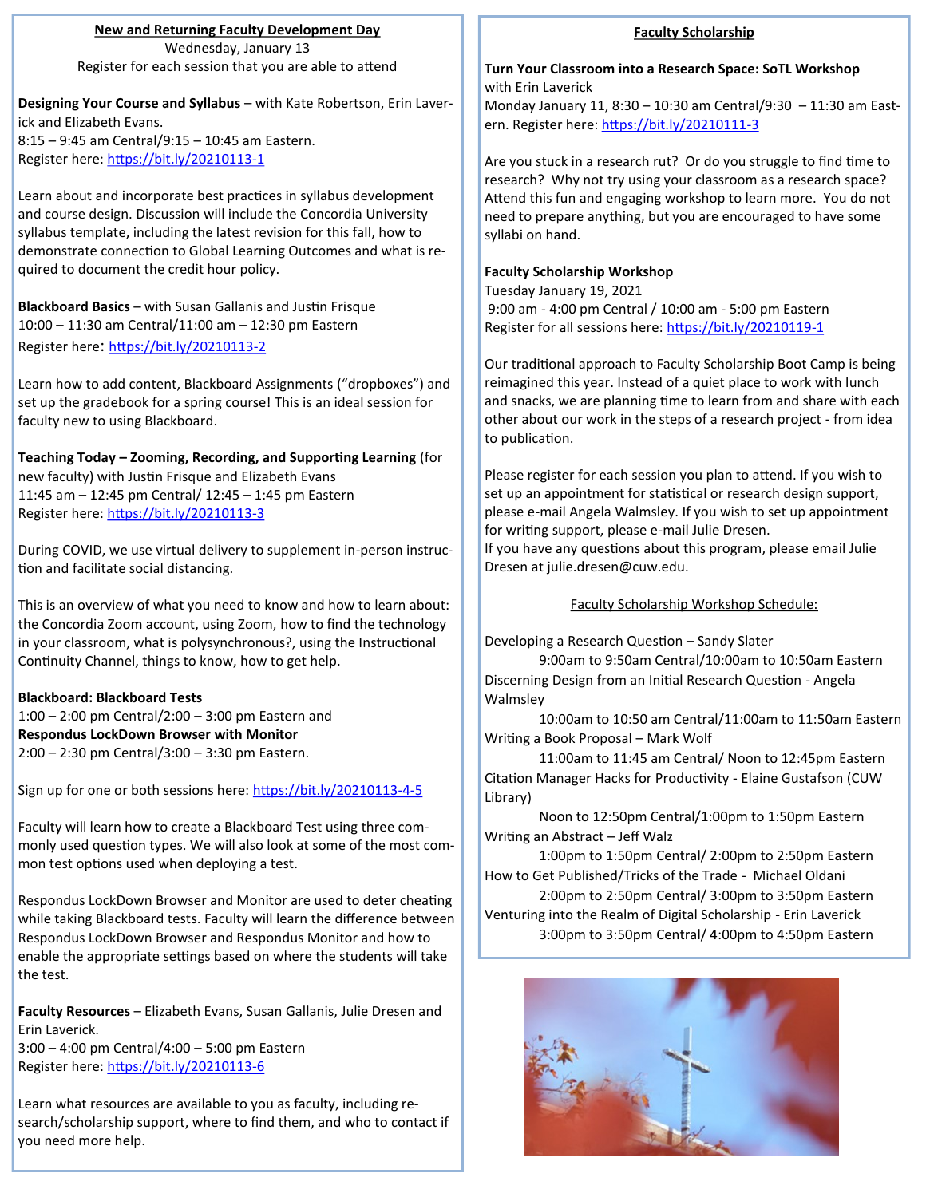## New and Returning Faculty Development Day

Wednesday, January 13

Register for each session that you are able to attend

**Designing Your Course and Syllabus** – with Kate Robertson, Erin Laverick and Elizabeth Evans.
8:15 – 9:45 am Central/9:15 – 10:45 am Eastern.
Register here: https://bit.ly/20210113-1

Learn about and incorporate best practices in syllabus development and course design. Discussion will include the Concordia University syllabus template, including the latest revision for this fall, how to demonstrate connection to Global Learning Outcomes and what is required to document the credit hour policy.

**Blackboard Basics** – with Susan Gallanis and Justin Frisque
10:00 – 11:30 am Central/11:00 am – 12:30 pm Eastern
Register here: https://bit.ly/20210113-2

Learn how to add content, Blackboard Assignments ("dropboxes") and set up the gradebook for a spring course! This is an ideal session for faculty new to using Blackboard.

**Teaching Today – Zooming, Recording, and Supporting Learning** (for new faculty) with Justin Frisque and Elizabeth Evans
11:45 am – 12:45 pm Central/ 12:45 – 1:45 pm Eastern
Register here: https://bit.ly/20210113-3

During COVID, we use virtual delivery to supplement in-person instruction and facilitate social distancing.

This is an overview of what you need to know and how to learn about: the Concordia Zoom account, using Zoom, how to find the technology in your classroom, what is polysynchronous?, using the Instructional Continuity Channel, things to know, how to get help.

**Blackboard: Blackboard Tests**
1:00 – 2:00 pm Central/2:00 – 3:00 pm Eastern and
**Respondus LockDown Browser with Monitor**
2:00 – 2:30 pm Central/3:00 – 3:30 pm Eastern.

Sign up for one or both sessions here: https://bit.ly/20210113-4-5

Faculty will learn how to create a Blackboard Test using three commonly used question types. We will also look at some of the most common test options used when deploying a test.

Respondus LockDown Browser and Monitor are used to deter cheating while taking Blackboard tests. Faculty will learn the difference between Respondus LockDown Browser and Respondus Monitor and how to enable the appropriate settings based on where the students will take the test.

**Faculty Resources** – Elizabeth Evans, Susan Gallanis, Julie Dresen and Erin Laverick.
3:00 – 4:00 pm Central/4:00 – 5:00 pm Eastern
Register here: https://bit.ly/20210113-6

Learn what resources are available to you as faculty, including research/scholarship support, where to find them, and who to contact if you need more help.

## Faculty Scholarship

**Turn Your Classroom into a Research Space: SoTL Workshop**
with Erin Laverick
Monday January 11, 8:30 – 10:30 am Central/9:30 – 11:30 am Eastern. Register here: https://bit.ly/20210111-3

Are you stuck in a research rut? Or do you struggle to find time to research? Why not try using your classroom as a research space? Attend this fun and engaging workshop to learn more. You do not need to prepare anything, but you are encouraged to have some syllabi on hand.

**Faculty Scholarship Workshop**
Tuesday January 19, 2021
9:00 am - 4:00 pm Central / 10:00 am - 5:00 pm Eastern
Register for all sessions here: https://bit.ly/20210119-1

Our traditional approach to Faculty Scholarship Boot Camp is being reimagined this year. Instead of a quiet place to work with lunch and snacks, we are planning time to learn from and share with each other about our work in the steps of a research project - from idea to publication.

Please register for each session you plan to attend. If you wish to set up an appointment for statistical or research design support, please e-mail Angela Walmsley. If you wish to set up appointment for writing support, please e-mail Julie Dresen.
If you have any questions about this program, please email Julie Dresen at julie.dresen@cuw.edu.

Faculty Scholarship Workshop Schedule:

Developing a Research Question – Sandy Slater
9:00am to 9:50am Central/10:00am to 10:50am Eastern

Discerning Design from an Initial Research Question - Angela Walmsley
10:00am to 10:50 am Central/11:00am to 11:50am Eastern

Writing a Book Proposal – Mark Wolf
11:00am to 11:45 am Central/ Noon to 12:45pm Eastern

Citation Manager Hacks for Productivity - Elaine Gustafson (CUW Library)
Noon to 12:50pm Central/1:00pm to 1:50pm Eastern

Writing an Abstract – Jeff Walz
1:00pm to 1:50pm Central/ 2:00pm to 2:50pm Eastern

How to Get Published/Tricks of the Trade - Michael Oldani
2:00pm to 2:50pm Central/ 3:00pm to 3:50pm Eastern

Venturing into the Realm of Digital Scholarship - Erin Laverick
3:00pm to 3:50pm Central/ 4:00pm to 4:50pm Eastern